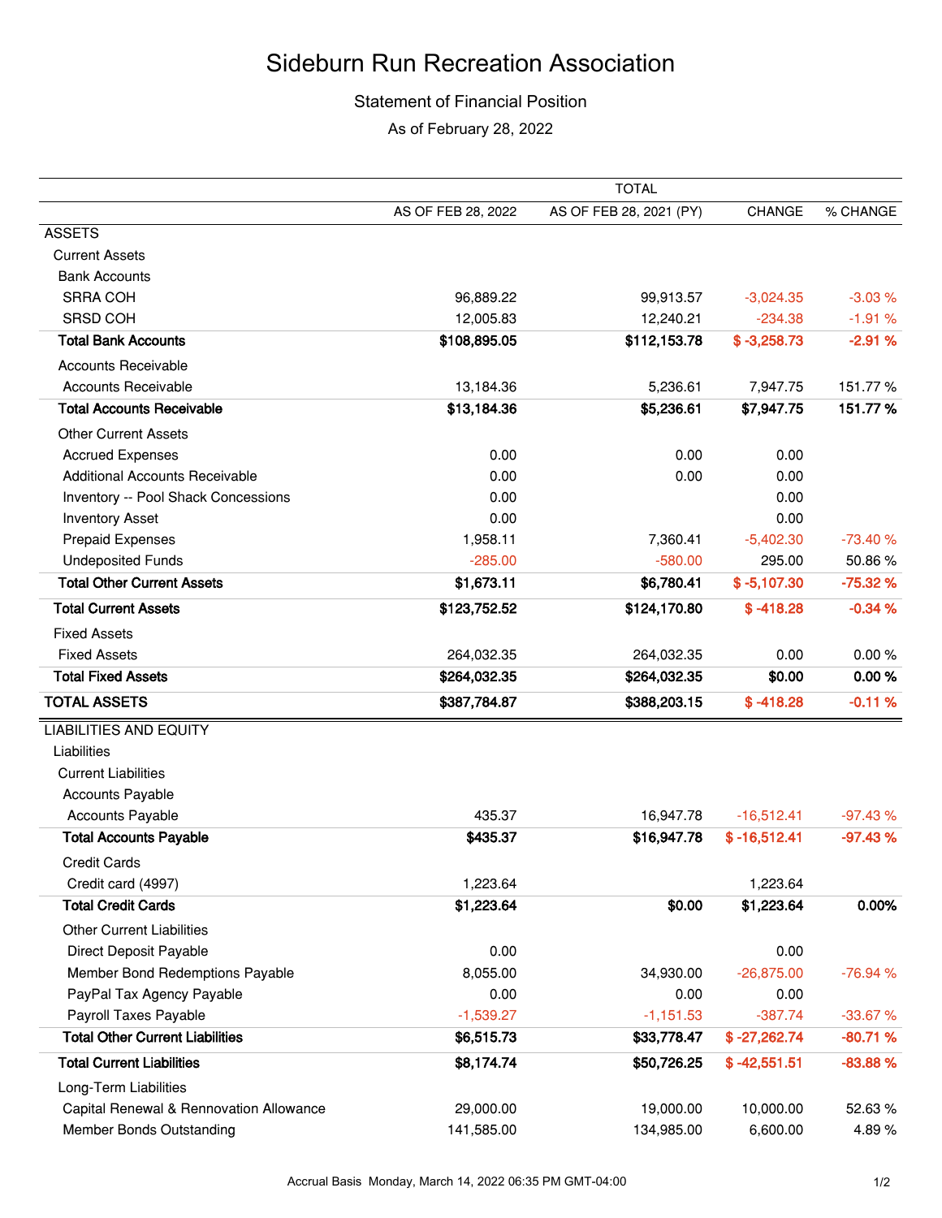# Sideburn Run Recreation Association

## Statement of Financial Position

As of February 28, 2022

| | TOTAL | | | |
|---|---|---|---|---|
| | AS OF FEB 28, 2022 | AS OF FEB 28, 2021 (PY) | CHANGE | % CHANGE |
| ASSETS | | | | |
| Current Assets | | | | |
| Bank Accounts | | | | |
| SRRA COH | 96,889.22 | 99,913.57 | -3,024.35 | -3.03 % |
| SRSD COH | 12,005.83 | 12,240.21 | -234.38 | -1.91 % |
| **Total Bank Accounts** | **$108,895.05** | **$112,153.78** | **$ -3,258.73** | **-2.91 %** |
| Accounts Receivable | | | | |
| Accounts Receivable | 13,184.36 | 5,236.61 | 7,947.75 | 151.77 % |
| **Total Accounts Receivable** | **$13,184.36** | **$5,236.61** | **$7,947.75** | **151.77 %** |
| Other Current Assets | | | | |
| Accrued Expenses | 0.00 | 0.00 | 0.00 | |
| Additional Accounts Receivable | 0.00 | 0.00 | 0.00 | |
| Inventory -- Pool Shack Concessions | 0.00 | | 0.00 | |
| Inventory Asset | 0.00 | | 0.00 | |
| Prepaid Expenses | 1,958.11 | 7,360.41 | -5,402.30 | -73.40 % |
| Undeposited Funds | -285.00 | -580.00 | 295.00 | 50.86 % |
| **Total Other Current Assets** | **$1,673.11** | **$6,780.41** | **$ -5,107.30** | **-75.32 %** |
| **Total Current Assets** | **$123,752.52** | **$124,170.80** | **$ -418.28** | **-0.34 %** |
| Fixed Assets | | | | |
| Fixed Assets | 264,032.35 | 264,032.35 | 0.00 | 0.00 % |
| **Total Fixed Assets** | **$264,032.35** | **$264,032.35** | **$0.00** | **0.00 %** |
| **TOTAL ASSETS** | **$387,784.87** | **$388,203.15** | **$ -418.28** | **-0.11 %** |
| LIABILITIES AND EQUITY | | | | |
| Liabilities | | | | |
| Current Liabilities | | | | |
| Accounts Payable | | | | |
| Accounts Payable | 435.37 | 16,947.78 | -16,512.41 | -97.43 % |
| **Total Accounts Payable** | **$435.37** | **$16,947.78** | **$ -16,512.41** | **-97.43 %** |
| Credit Cards | | | | |
| Credit card (4997) | 1,223.64 | | 1,223.64 | |
| **Total Credit Cards** | **$1,223.64** | **$0.00** | **$1,223.64** | **0.00%** |
| Other Current Liabilities | | | | |
| Direct Deposit Payable | 0.00 | | 0.00 | |
| Member Bond Redemptions Payable | 8,055.00 | 34,930.00 | -26,875.00 | -76.94 % |
| PayPal Tax Agency Payable | 0.00 | 0.00 | 0.00 | |
| Payroll Taxes Payable | -1,539.27 | -1,151.53 | -387.74 | -33.67 % |
| **Total Other Current Liabilities** | **$6,515.73** | **$33,778.47** | **$ -27,262.74** | **-80.71 %** |
| **Total Current Liabilities** | **$8,174.74** | **$50,726.25** | **$ -42,551.51** | **-83.88 %** |
| Long-Term Liabilities | | | | |
| Capital Renewal & Rennovation Allowance | 29,000.00 | 19,000.00 | 10,000.00 | 52.63 % |
| Member Bonds Outstanding | 141,585.00 | 134,985.00 | 6,600.00 | 4.89 % |

Accrual Basis Monday, March 14, 2022 06:35 PM GMT-04:00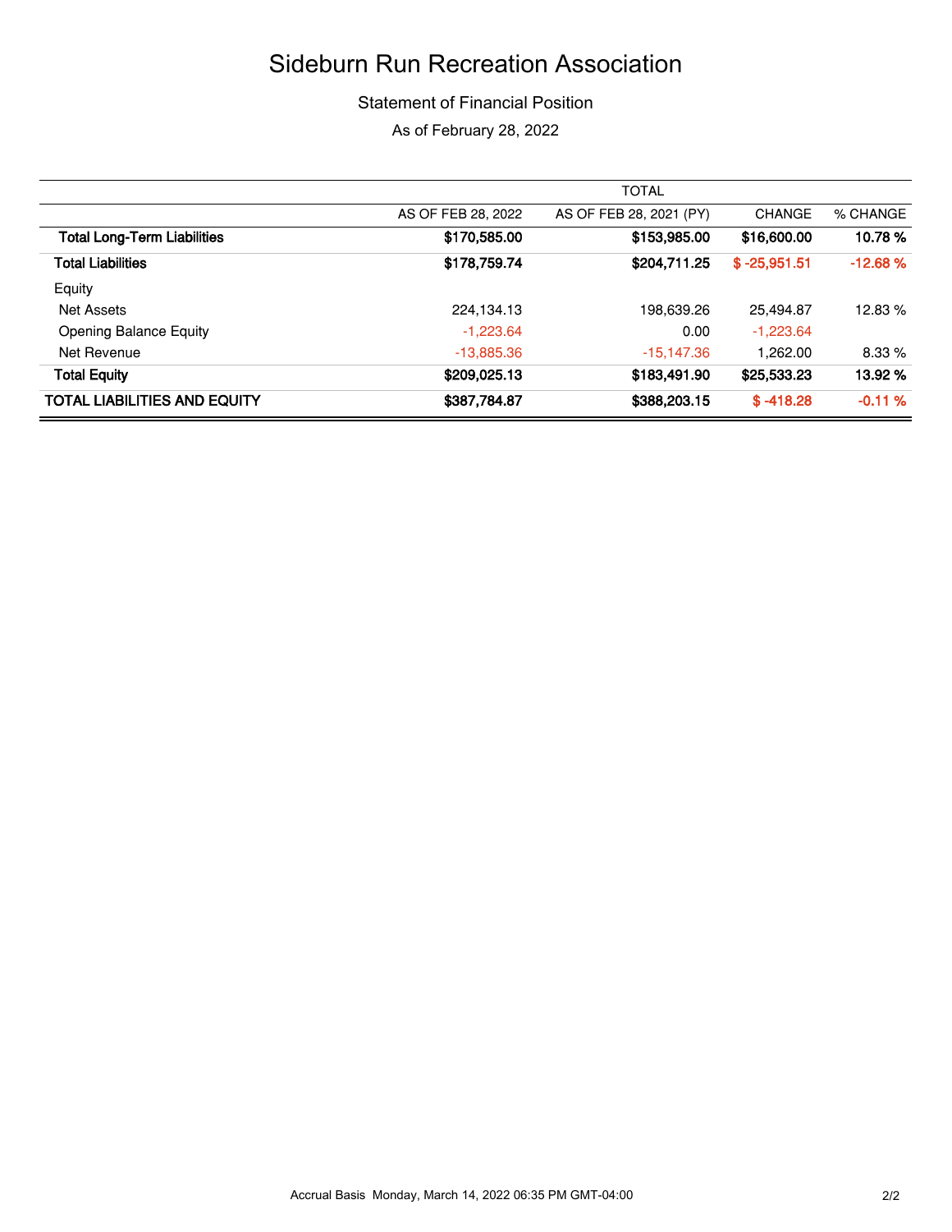# Sideburn Run Recreation Association

Statement of Financial Position

As of February 28, 2022

| | TOTAL | | | |
|---|---|---|---|---|
| | AS OF FEB 28, 2022 | AS OF FEB 28, 2021 (PY) | CHANGE | % CHANGE |
| **Total Long-Term Liabilities** | **$170,585.00** | **$153,985.00** | **$16,600.00** | **10.78 %** |
| **Total Liabilities** | **$178,759.74** | **$204,711.25** | **$ -25,951.51** | **-12.68 %** |
| Equity | | | | |
| Net Assets | 224,134.13 | 198,639.26 | 25,494.87 | 12.83 % |
| Opening Balance Equity | -1,223.64 | 0.00 | -1,223.64 | |
| Net Revenue | -13,885.36 | -15,147.36 | 1,262.00 | 8.33 % |
| **Total Equity** | **$209,025.13** | **$183,491.90** | **$25,533.23** | **13.92 %** |
| **TOTAL LIABILITIES AND EQUITY** | **$387,784.87** | **$388,203.15** | **$ -418.28** | **-0.11 %** |

Accrual Basis Monday, March 14, 2022 06:35 PM GMT-04:00